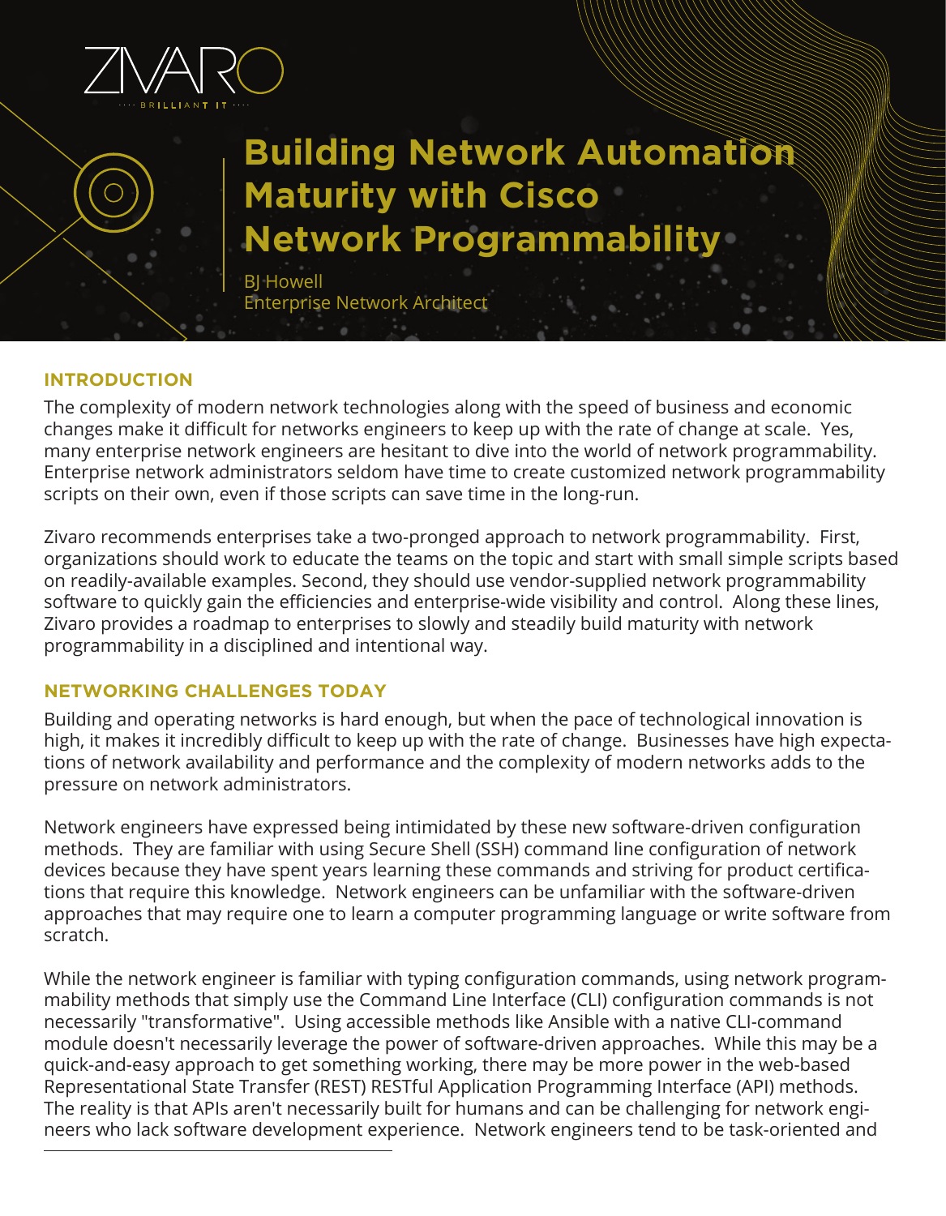ZIVARO
BRILLIANT IT

# Building Network Automation Maturity with Cisco Network Programmability

BJ Howell
Enterprise Network Architect

## INTRODUCTION

The complexity of modern network technologies along with the speed of business and economic changes make it difficult for networks engineers to keep up with the rate of change at scale. Yes, many enterprise network engineers are hesitant to dive into the world of network programmability. Enterprise network administrators seldom have time to create customized network programmability scripts on their own, even if those scripts can save time in the long-run.

Zivaro recommends enterprises take a two-pronged approach to network programmability. First, organizations should work to educate the teams on the topic and start with small simple scripts based on readily-available examples. Second, they should use vendor-supplied network programmability software to quickly gain the efficiencies and enterprise-wide visibility and control. Along these lines, Zivaro provides a roadmap to enterprises to slowly and steadily build maturity with network programmability in a disciplined and intentional way.

## NETWORKING CHALLENGES TODAY

Building and operating networks is hard enough, but when the pace of technological innovation is high, it makes it incredibly difficult to keep up with the rate of change. Businesses have high expectations of network availability and performance and the complexity of modern networks adds to the pressure on network administrators.

Network engineers have expressed being intimidated by these new software-driven configuration methods. They are familiar with using Secure Shell (SSH) command line configuration of network devices because they have spent years learning these commands and striving for product certifications that require this knowledge. Network engineers can be unfamiliar with the software-driven approaches that may require one to learn a computer programming language or write software from scratch.

While the network engineer is familiar with typing configuration commands, using network programmability methods that simply use the Command Line Interface (CLI) configuration commands is not necessarily "transformative". Using accessible methods like Ansible with a native CLI-command module doesn't necessarily leverage the power of software-driven approaches. While this may be a quick-and-easy approach to get something working, there may be more power in the web-based Representational State Transfer (REST) RESTful Application Programming Interface (API) methods. The reality is that APIs aren't necessarily built for humans and can be challenging for network engineers who lack software development experience. Network engineers tend to be task-oriented and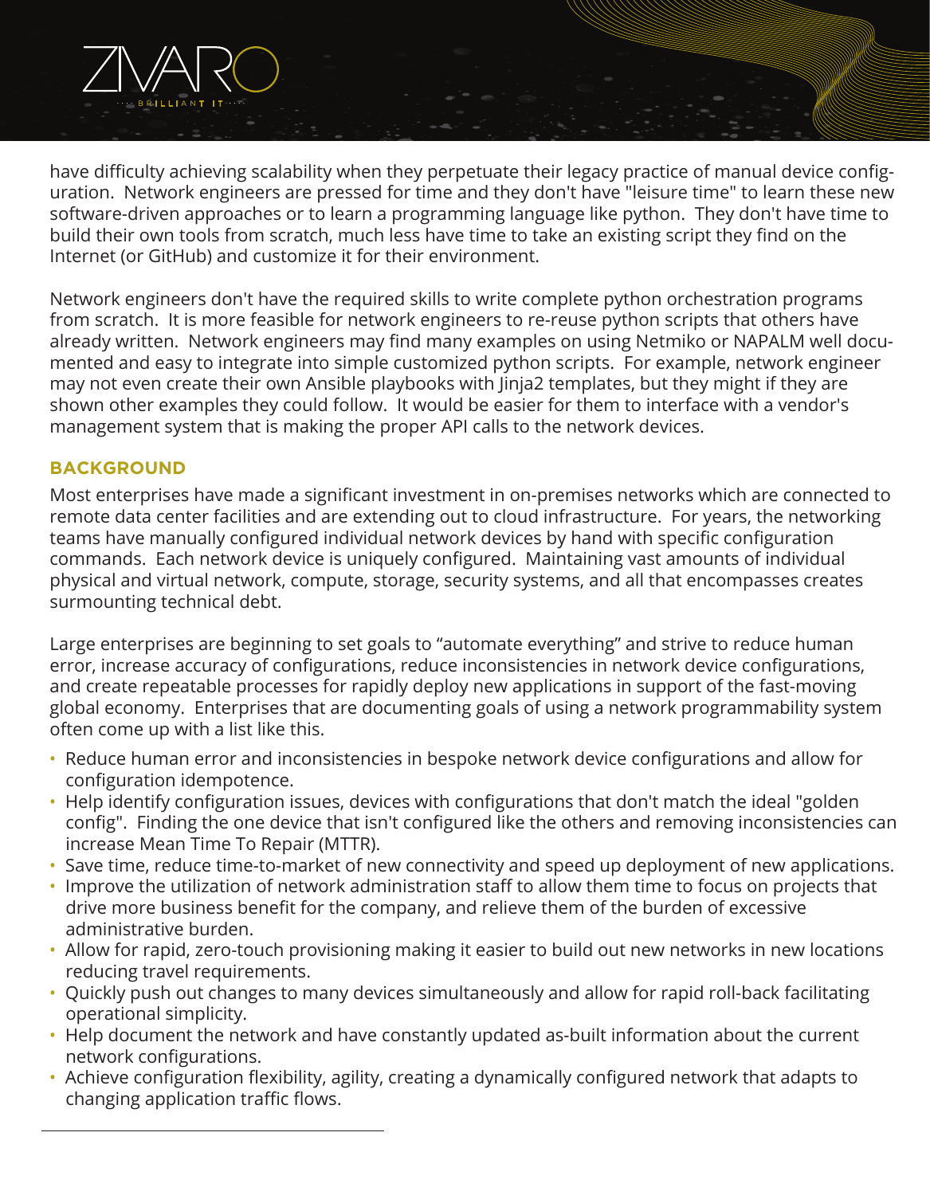have difficulty achieving scalability when they perpetuate their legacy practice of manual device configuration. Network engineers are pressed for time and they don't have "leisure time" to learn these new software-driven approaches or to learn a programming language like python. They don't have time to build their own tools from scratch, much less have time to take an existing script they find on the Internet (or GitHub) and customize it for their environment.

Network engineers don't have the required skills to write complete python orchestration programs from scratch. It is more feasible for network engineers to re-reuse python scripts that others have already written. Network engineers may find many examples on using Netmiko or NAPALM well documented and easy to integrate into simple customized python scripts. For example, network engineer may not even create their own Ansible playbooks with Jinja2 templates, but they might if they are shown other examples they could follow. It would be easier for them to interface with a vendor's management system that is making the proper API calls to the network devices.

## BACKGROUND

Most enterprises have made a significant investment in on-premises networks which are connected to remote data center facilities and are extending out to cloud infrastructure. For years, the networking teams have manually configured individual network devices by hand with specific configuration commands. Each network device is uniquely configured. Maintaining vast amounts of individual physical and virtual network, compute, storage, security systems, and all that encompasses creates surmounting technical debt.

Large enterprises are beginning to set goals to “automate everything” and strive to reduce human error, increase accuracy of configurations, reduce inconsistencies in network device configurations, and create repeatable processes for rapidly deploy new applications in support of the fast-moving global economy. Enterprises that are documenting goals of using a network programmability system often come up with a list like this.

- Reduce human error and inconsistencies in bespoke network device configurations and allow for configuration idempotence.
- Help identify configuration issues, devices with configurations that don't match the ideal "golden config". Finding the one device that isn't configured like the others and removing inconsistencies can increase Mean Time To Repair (MTTR).
- Save time, reduce time-to-market of new connectivity and speed up deployment of new applications.
- Improve the utilization of network administration staff to allow them time to focus on projects that drive more business benefit for the company, and relieve them of the burden of excessive administrative burden.
- Allow for rapid, zero-touch provisioning making it easier to build out new networks in new locations reducing travel requirements.
- Quickly push out changes to many devices simultaneously and allow for rapid roll-back facilitating operational simplicity.
- Help document the network and have constantly updated as-built information about the current network configurations.
- Achieve configuration flexibility, agility, creating a dynamically configured network that adapts to changing application traffic flows.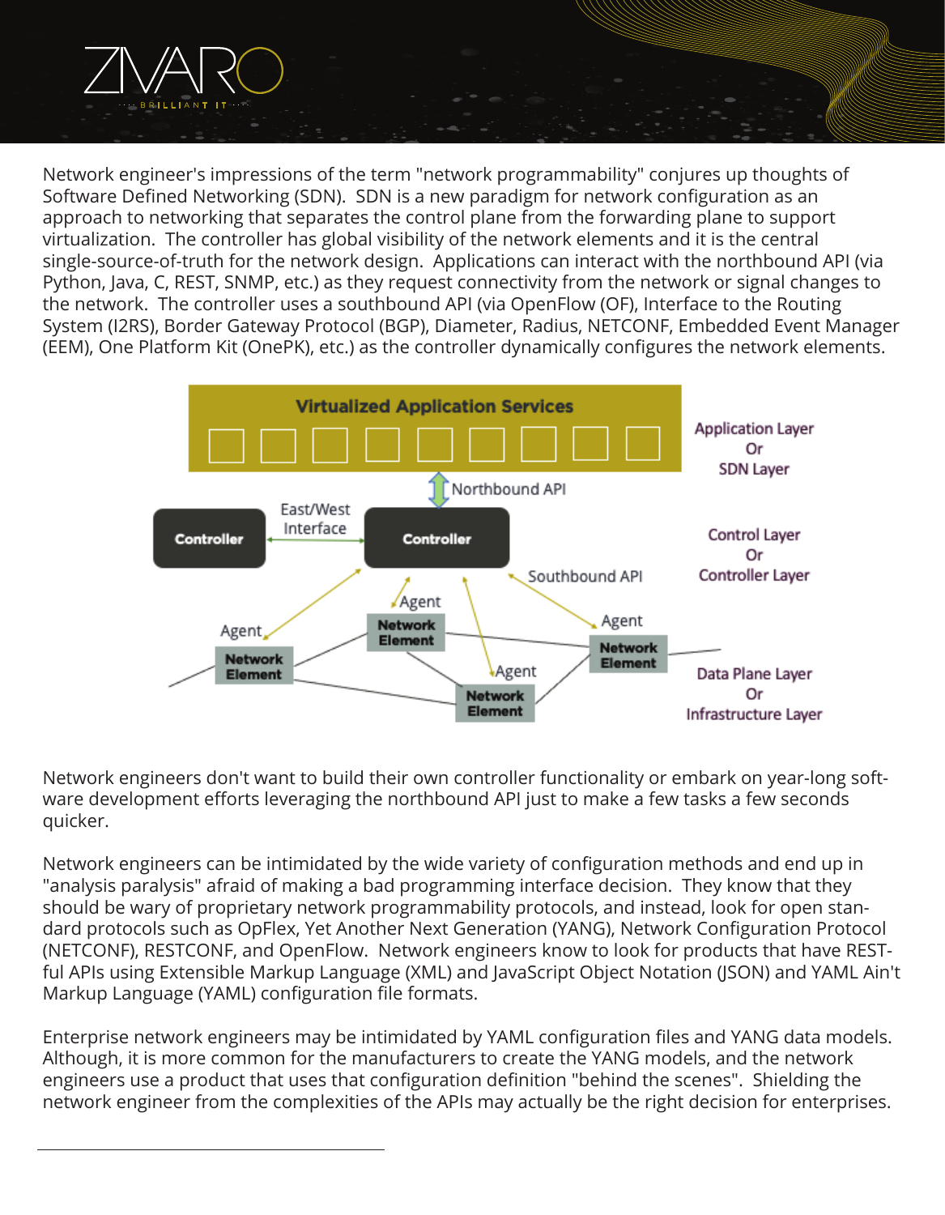Network engineer's impressions of the term "network programmability" conjures up thoughts of Software Defined Networking (SDN). SDN is a new paradigm for network configuration as an approach to networking that separates the control plane from the forwarding plane to support virtualization. The controller has global visibility of the network elements and it is the central single-source-of-truth for the network design. Applications can interact with the northbound API (via Python, Java, C, REST, SNMP, etc.) as they request connectivity from the network or signal changes to the network. The controller uses a southbound API (via OpenFlow (OF), Interface to the Routing System (I2RS), Border Gateway Protocol (BGP), Diameter, Radius, NETCONF, Embedded Event Manager (EEM), One Platform Kit (OnePK), etc.) as the controller dynamically configures the network elements.

Network engineers don't want to build their own controller functionality or embark on year-long software development efforts leveraging the northbound API just to make a few tasks a few seconds quicker.

Network engineers can be intimidated by the wide variety of configuration methods and end up in "analysis paralysis" afraid of making a bad programming interface decision. They know that they should be wary of proprietary network programmability protocols, and instead, look for open standard protocols such as OpFlex, Yet Another Next Generation (YANG), Network Configuration Protocol (NETCONF), RESTCONF, and OpenFlow. Network engineers know to look for products that have RESTful APIs using Extensible Markup Language (XML) and JavaScript Object Notation (JSON) and YAML Ain't Markup Language (YAML) configuration file formats.

Enterprise network engineers may be intimidated by YAML configuration files and YANG data models. Although, it is more common for the manufacturers to create the YANG models, and the network engineers use a product that uses that configuration definition "behind the scenes". Shielding the network engineer from the complexities of the APIs may actually be the right decision for enterprises.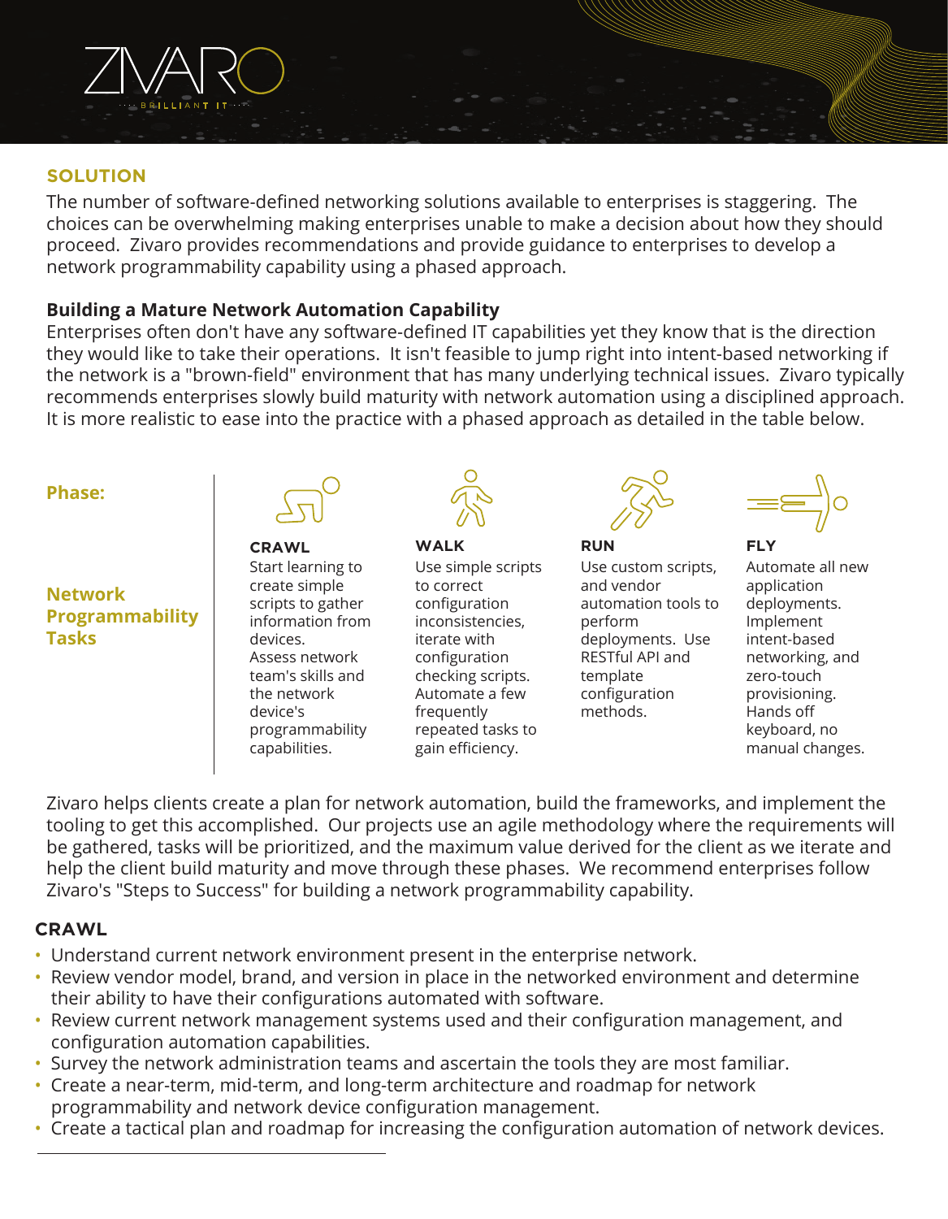## SOLUTION

The number of software-defined networking solutions available to enterprises is staggering. The choices can be overwhelming making enterprises unable to make a decision about how they should proceed. Zivaro provides recommendations and provide guidance to enterprises to develop a network programmability capability using a phased approach.

**Building a Mature Network Automation Capability**

Enterprises often don't have any software-defined IT capabilities yet they know that is the direction they would like to take their operations. It isn't feasible to jump right into intent-based networking if the network is a "brown-field" environment that has many underlying technical issues. Zivaro typically recommends enterprises slowly build maturity with network automation using a disciplined approach. It is more realistic to ease into the practice with a phased approach as detailed in the table below.

| Phase: | CRAWL | WALK | RUN | FLY |
|---|---|---|---|---|
| **Network Programmability Tasks** | Start learning to create simple scripts to gather information from devices. Assess network team's skills and the network device's programmability capabilities. | Use simple scripts to correct configuration inconsistencies, iterate with configuration checking scripts. Automate a few frequently repeated tasks to gain efficiency. | Use custom scripts, and vendor automation tools to perform deployments. Use RESTful API and template configuration methods. | Automate all new application deployments. Implement intent-based networking, and zero-touch provisioning. Hands off keyboard, no manual changes. |

Zivaro helps clients create a plan for network automation, build the frameworks, and implement the tooling to get this accomplished. Our projects use an agile methodology where the requirements will be gathered, tasks will be prioritized, and the maximum value derived for the client as we iterate and help the client build maturity and move through these phases. We recommend enterprises follow Zivaro's "Steps to Success" for building a network programmability capability.

### CRAWL

- Understand current network environment present in the enterprise network.
- Review vendor model, brand, and version in place in the networked environment and determine their ability to have their configurations automated with software.
- Review current network management systems used and their configuration management, and configuration automation capabilities.
- Survey the network administration teams and ascertain the tools they are most familiar.
- Create a near-term, mid-term, and long-term architecture and roadmap for network programmability and network device configuration management.
- Create a tactical plan and roadmap for increasing the configuration automation of network devices.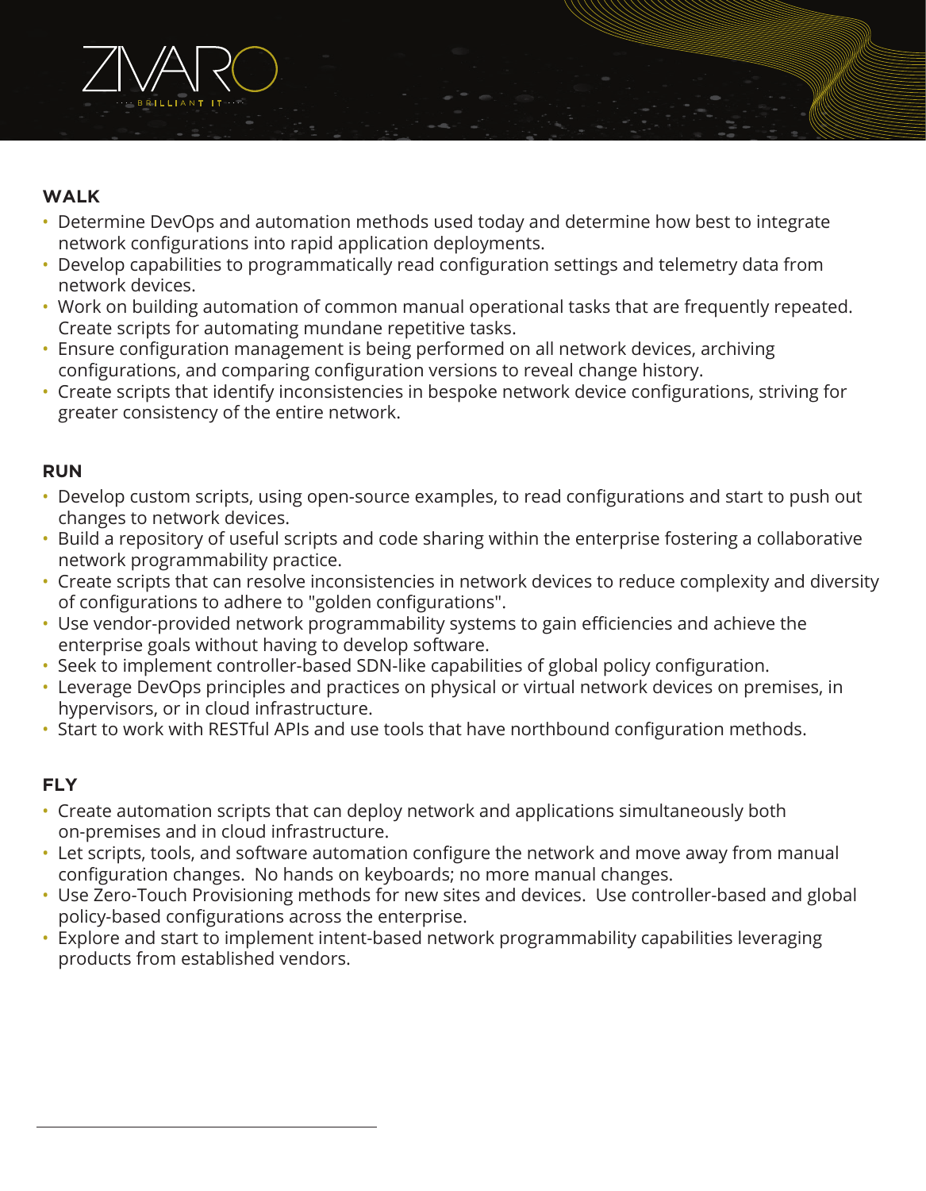## WALK

- Determine DevOps and automation methods used today and determine how best to integrate network configurations into rapid application deployments.
- Develop capabilities to programmatically read configuration settings and telemetry data from network devices.
- Work on building automation of common manual operational tasks that are frequently repeated. Create scripts for automating mundane repetitive tasks.
- Ensure configuration management is being performed on all network devices, archiving configurations, and comparing configuration versions to reveal change history.
- Create scripts that identify inconsistencies in bespoke network device configurations, striving for greater consistency of the entire network.

## RUN

- Develop custom scripts, using open-source examples, to read configurations and start to push out changes to network devices.
- Build a repository of useful scripts and code sharing within the enterprise fostering a collaborative network programmability practice.
- Create scripts that can resolve inconsistencies in network devices to reduce complexity and diversity of configurations to adhere to "golden configurations".
- Use vendor-provided network programmability systems to gain efficiencies and achieve the enterprise goals without having to develop software.
- Seek to implement controller-based SDN-like capabilities of global policy configuration.
- Leverage DevOps principles and practices on physical or virtual network devices on premises, in hypervisors, or in cloud infrastructure.
- Start to work with RESTful APIs and use tools that have northbound configuration methods.

## FLY

- Create automation scripts that can deploy network and applications simultaneously both on-premises and in cloud infrastructure.
- Let scripts, tools, and software automation configure the network and move away from manual configuration changes. No hands on keyboards; no more manual changes.
- Use Zero-Touch Provisioning methods for new sites and devices. Use controller-based and global policy-based configurations across the enterprise.
- Explore and start to implement intent-based network programmability capabilities leveraging products from established vendors.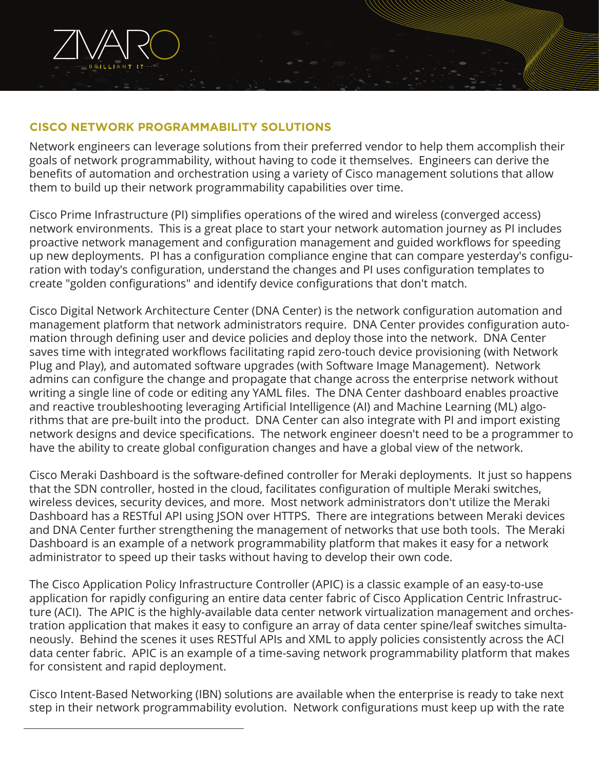## CISCO NETWORK PROGRAMMABILITY SOLUTIONS

Network engineers can leverage solutions from their preferred vendor to help them accomplish their goals of network programmability, without having to code it themselves. Engineers can derive the benefits of automation and orchestration using a variety of Cisco management solutions that allow them to build up their network programmability capabilities over time.

Cisco Prime Infrastructure (PI) simplifies operations of the wired and wireless (converged access) network environments. This is a great place to start your network automation journey as PI includes proactive network management and configuration management and guided workflows for speeding up new deployments. PI has a configuration compliance engine that can compare yesterday's configuration with today's configuration, understand the changes and PI uses configuration templates to create "golden configurations" and identify device configurations that don't match.

Cisco Digital Network Architecture Center (DNA Center) is the network configuration automation and management platform that network administrators require. DNA Center provides configuration automation through defining user and device policies and deploy those into the network. DNA Center saves time with integrated workflows facilitating rapid zero-touch device provisioning (with Network Plug and Play), and automated software upgrades (with Software Image Management). Network admins can configure the change and propagate that change across the enterprise network without writing a single line of code or editing any YAML files. The DNA Center dashboard enables proactive and reactive troubleshooting leveraging Artificial Intelligence (AI) and Machine Learning (ML) algorithms that are pre-built into the product. DNA Center can also integrate with PI and import existing network designs and device specifications. The network engineer doesn't need to be a programmer to have the ability to create global configuration changes and have a global view of the network.

Cisco Meraki Dashboard is the software-defined controller for Meraki deployments. It just so happens that the SDN controller, hosted in the cloud, facilitates configuration of multiple Meraki switches, wireless devices, security devices, and more. Most network administrators don't utilize the Meraki Dashboard has a RESTful API using JSON over HTTPS. There are integrations between Meraki devices and DNA Center further strengthening the management of networks that use both tools. The Meraki Dashboard is an example of a network programmability platform that makes it easy for a network administrator to speed up their tasks without having to develop their own code.

The Cisco Application Policy Infrastructure Controller (APIC) is a classic example of an easy-to-use application for rapidly configuring an entire data center fabric of Cisco Application Centric Infrastructure (ACI). The APIC is the highly-available data center network virtualization management and orchestration application that makes it easy to configure an array of data center spine/leaf switches simultaneously. Behind the scenes it uses RESTful APIs and XML to apply policies consistently across the ACI data center fabric. APIC is an example of a time-saving network programmability platform that makes for consistent and rapid deployment.

Cisco Intent-Based Networking (IBN) solutions are available when the enterprise is ready to take next step in their network programmability evolution. Network configurations must keep up with the rate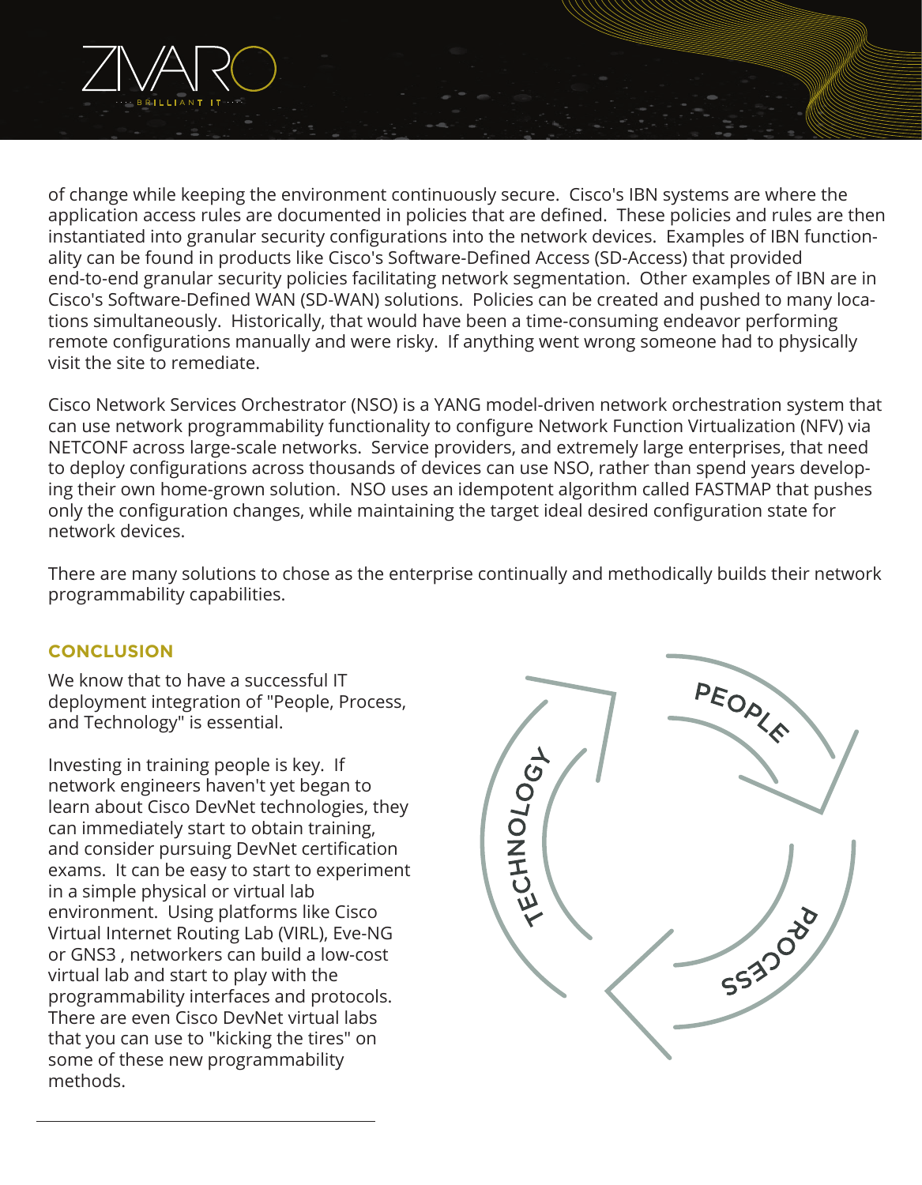of change while keeping the environment continuously secure. Cisco's IBN systems are where the application access rules are documented in policies that are defined. These policies and rules are then instantiated into granular security configurations into the network devices. Examples of IBN functionality can be found in products like Cisco's Software-Defined Access (SD-Access) that provided end-to-end granular security policies facilitating network segmentation. Other examples of IBN are in Cisco's Software-Defined WAN (SD-WAN) solutions. Policies can be created and pushed to many locations simultaneously. Historically, that would have been a time-consuming endeavor performing remote configurations manually and were risky. If anything went wrong someone had to physically visit the site to remediate.

Cisco Network Services Orchestrator (NSO) is a YANG model-driven network orchestration system that can use network programmability functionality to configure Network Function Virtualization (NFV) via NETCONF across large-scale networks. Service providers, and extremely large enterprises, that need to deploy configurations across thousands of devices can use NSO, rather than spend years developing their own home-grown solution. NSO uses an idempotent algorithm called FASTMAP that pushes only the configuration changes, while maintaining the target ideal desired configuration state for network devices.

There are many solutions to chose as the enterprise continually and methodically builds their network programmability capabilities.

## CONCLUSION

We know that to have a successful IT deployment integration of "People, Process, and Technology" is essential.

Investing in training people is key. If network engineers haven't yet began to learn about Cisco DevNet technologies, they can immediately start to obtain training, and consider pursuing DevNet certification exams. It can be easy to start to experiment in a simple physical or virtual lab environment. Using platforms like Cisco Virtual Internet Routing Lab (VIRL), Eve-NG or GNS3 , networkers can build a low-cost virtual lab and start to play with the programmability interfaces and protocols. There are even Cisco DevNet virtual labs that you can use to "kicking the tires" on some of these new programmability methods.

PEOPLE

PROCESS

TECHNOLOGY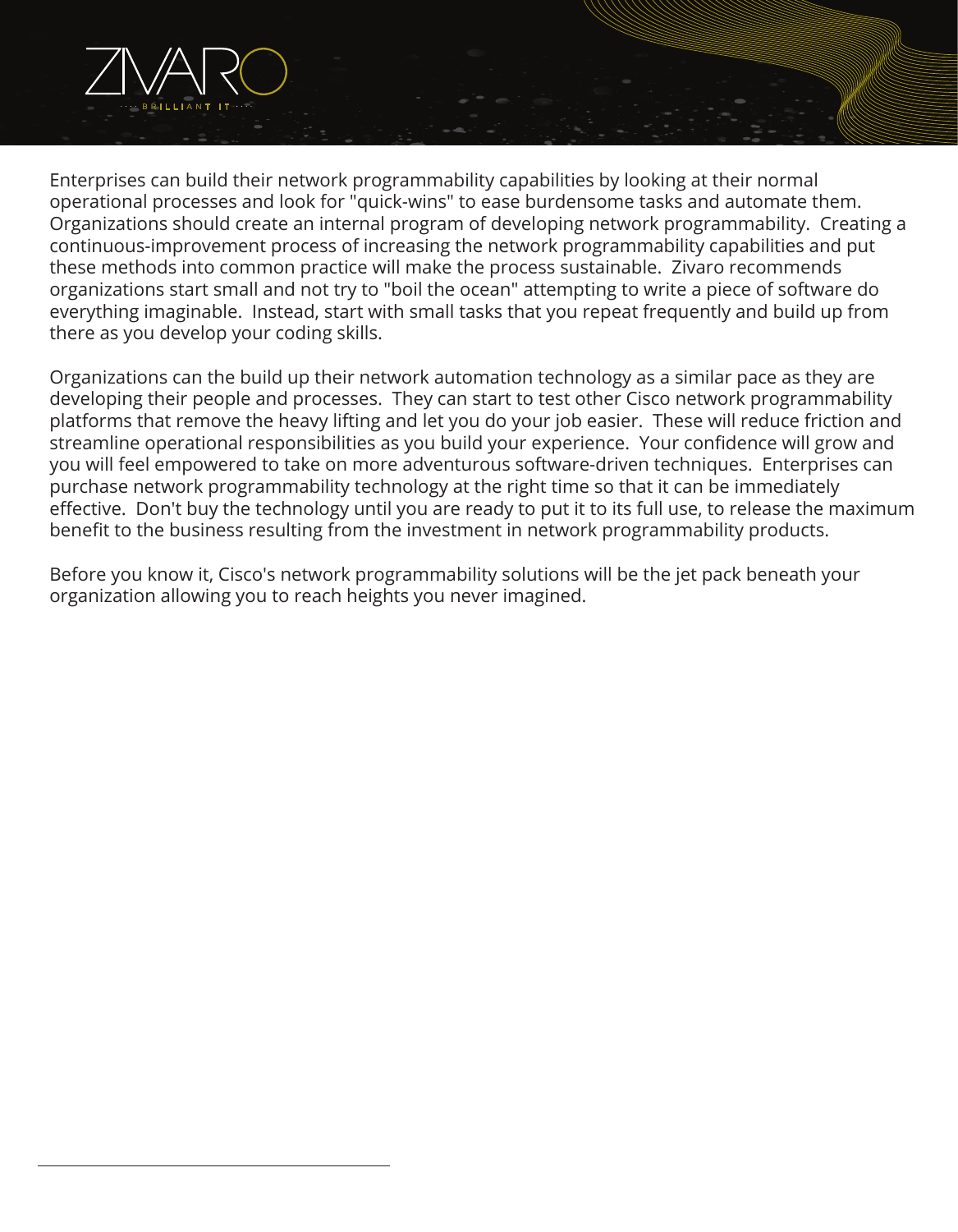Enterprises can build their network programmability capabilities by looking at their normal operational processes and look for "quick-wins" to ease burdensome tasks and automate them. Organizations should create an internal program of developing network programmability. Creating a continuous-improvement process of increasing the network programmability capabilities and put these methods into common practice will make the process sustainable. Zivaro recommends organizations start small and not try to "boil the ocean" attempting to write a piece of software do everything imaginable. Instead, start with small tasks that you repeat frequently and build up from there as you develop your coding skills.

Organizations can the build up their network automation technology as a similar pace as they are developing their people and processes. They can start to test other Cisco network programmability platforms that remove the heavy lifting and let you do your job easier. These will reduce friction and streamline operational responsibilities as you build your experience. Your confidence will grow and you will feel empowered to take on more adventurous software-driven techniques. Enterprises can purchase network programmability technology at the right time so that it can be immediately effective. Don't buy the technology until you are ready to put it to its full use, to release the maximum benefit to the business resulting from the investment in network programmability products.

Before you know it, Cisco's network programmability solutions will be the jet pack beneath your organization allowing you to reach heights you never imagined.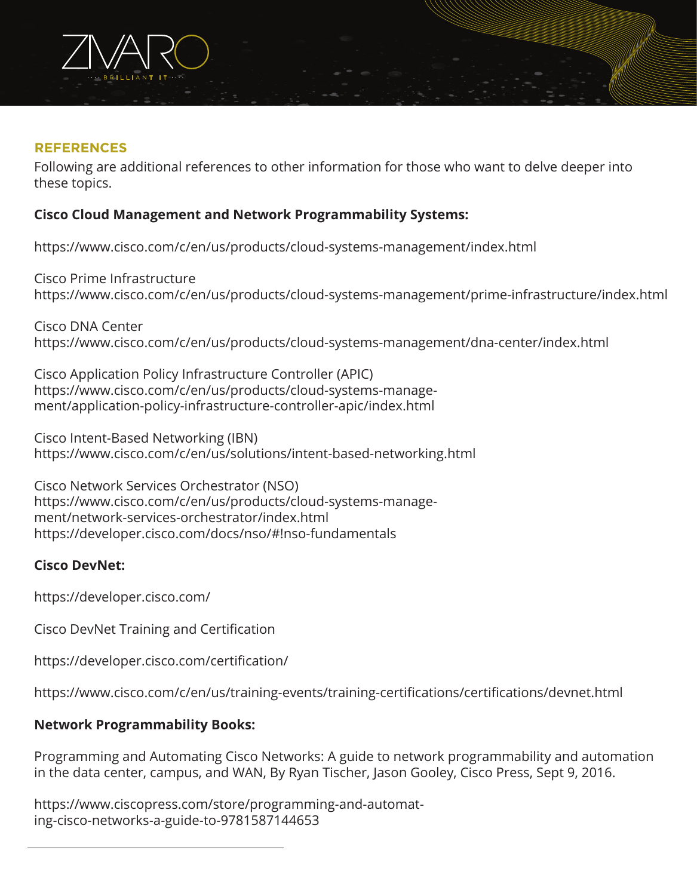## REFERENCES

Following are additional references to other information for those who want to delve deeper into these topics.

**Cisco Cloud Management and Network Programmability Systems:**

https://www.cisco.com/c/en/us/products/cloud-systems-management/index.html

Cisco Prime Infrastructure
https://www.cisco.com/c/en/us/products/cloud-systems-management/prime-infrastructure/index.html

Cisco DNA Center
https://www.cisco.com/c/en/us/products/cloud-systems-management/dna-center/index.html

Cisco Application Policy Infrastructure Controller (APIC)
https://www.cisco.com/c/en/us/products/cloud-systems-management/application-policy-infrastructure-controller-apic/index.html

Cisco Intent-Based Networking (IBN)
https://www.cisco.com/c/en/us/solutions/intent-based-networking.html

Cisco Network Services Orchestrator (NSO)
https://www.cisco.com/c/en/us/products/cloud-systems-management/network-services-orchestrator/index.html
https://developer.cisco.com/docs/nso/#!nso-fundamentals

**Cisco DevNet:**

https://developer.cisco.com/

Cisco DevNet Training and Certification

https://developer.cisco.com/certification/

https://www.cisco.com/c/en/us/training-events/training-certifications/certifications/devnet.html

**Network Programmability Books:**

Programming and Automating Cisco Networks: A guide to network programmability and automation in the data center, campus, and WAN, By Ryan Tischer, Jason Gooley, Cisco Press, Sept 9, 2016.

https://www.ciscopress.com/store/programming-and-automating-cisco-networks-a-guide-to-9781587144653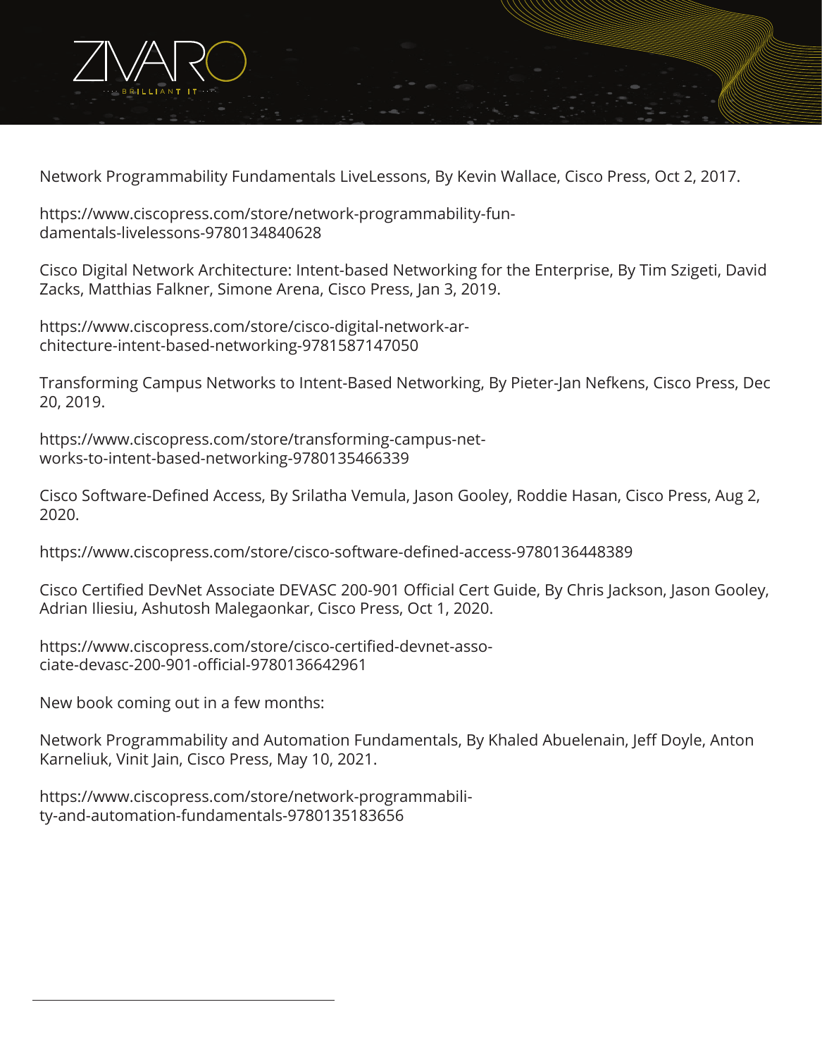Network Programmability Fundamentals LiveLessons, By Kevin Wallace, Cisco Press, Oct 2, 2017.

https://www.ciscopress.com/store/network-programmability-fundamentals-livelessons-9780134840628

Cisco Digital Network Architecture: Intent-based Networking for the Enterprise, By Tim Szigeti, David Zacks, Matthias Falkner, Simone Arena, Cisco Press, Jan 3, 2019.

https://www.ciscopress.com/store/cisco-digital-network-architecture-intent-based-networking-9781587147050

Transforming Campus Networks to Intent-Based Networking, By Pieter-Jan Nefkens, Cisco Press, Dec 20, 2019.

https://www.ciscopress.com/store/transforming-campus-networks-to-intent-based-networking-9780135466339

Cisco Software-Defined Access, By Srilatha Vemula, Jason Gooley, Roddie Hasan, Cisco Press, Aug 2, 2020.

https://www.ciscopress.com/store/cisco-software-defined-access-9780136448389

Cisco Certified DevNet Associate DEVASC 200-901 Official Cert Guide, By Chris Jackson, Jason Gooley, Adrian Iliesiu, Ashutosh Malegaonkar, Cisco Press, Oct 1, 2020.

https://www.ciscopress.com/store/cisco-certified-devnet-associate-devasc-200-901-official-9780136642961

New book coming out in a few months:

Network Programmability and Automation Fundamentals, By Khaled Abuelenain, Jeff Doyle, Anton Karneliuk, Vinit Jain, Cisco Press, May 10, 2021.

https://www.ciscopress.com/store/network-programmability-and-automation-fundamentals-9780135183656